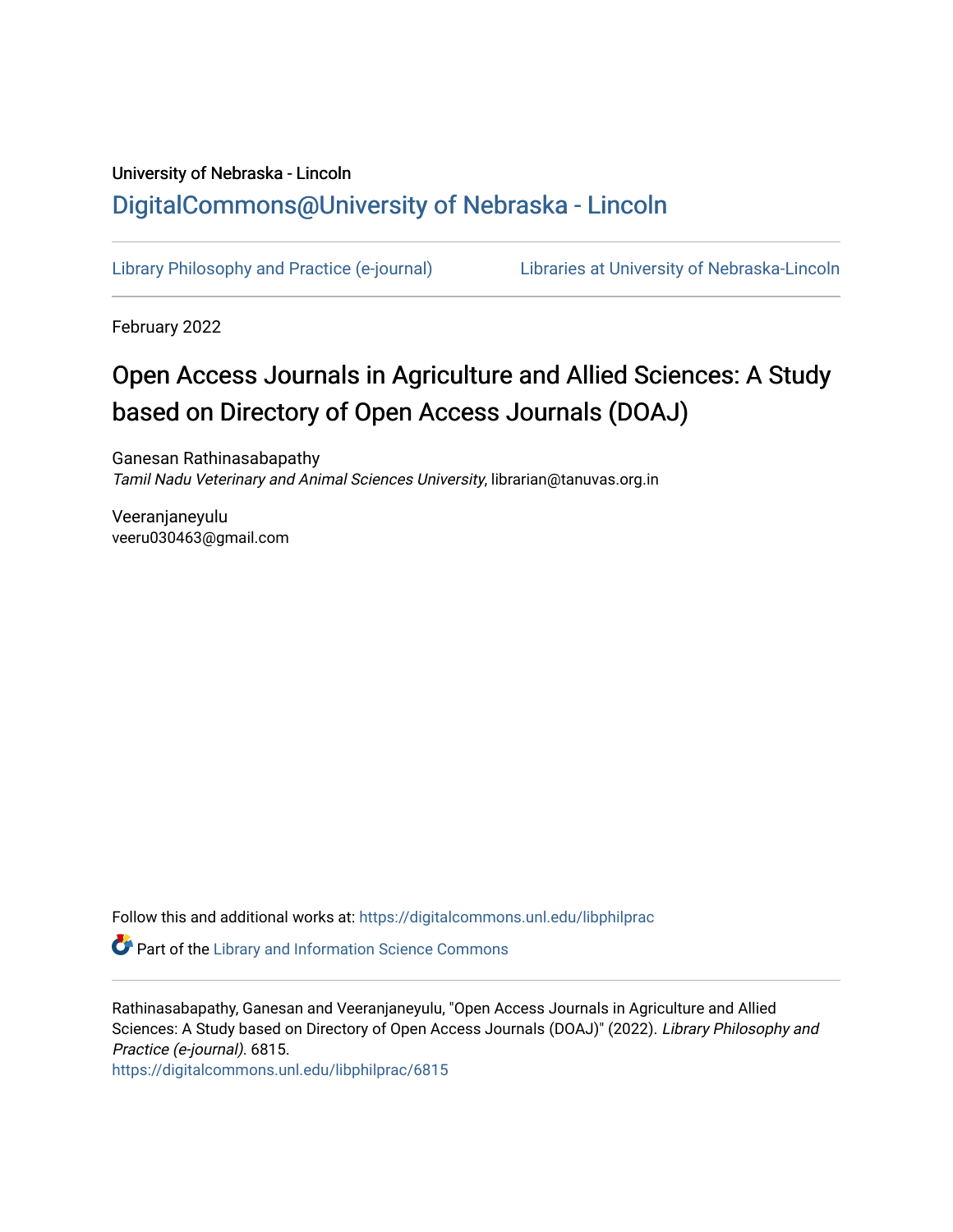University of Nebraska - Lincoln

## DigitalCommons@University of Nebraska - Lincoln

Library Philosophy and Practice (e-journal) | Libraries at University of Nebraska-Lincoln

February 2022

# Open Access Journals in Agriculture and Allied Sciences: A Study based on Directory of Open Access Journals (DOAJ)

Ganesan Rathinasabapathy
*Tamil Nadu Veterinary and Animal Sciences University*, librarian@tanuvas.org.in

Veeranjaneyulu
veeru030463@gmail.com

Follow this and additional works at: https://digitalcommons.unl.edu/libphilprac

Part of the Library and Information Science Commons

Rathinasabapathy, Ganesan and Veeranjaneyulu, "Open Access Journals in Agriculture and Allied Sciences: A Study based on Directory of Open Access Journals (DOAJ)" (2022). *Library Philosophy and Practice (e-journal)*. 6815.
https://digitalcommons.unl.edu/libphilprac/6815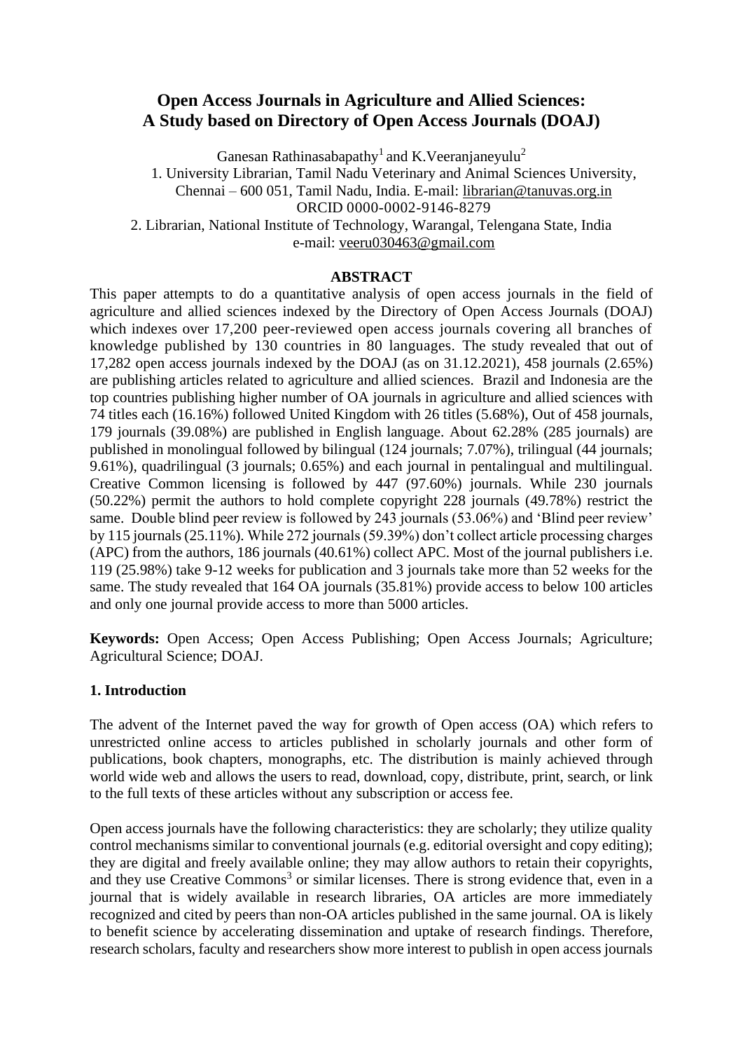# Open Access Journals in Agriculture and Allied Sciences: A Study based on Directory of Open Access Journals (DOAJ)

Ganesan Rathinasabapathy[1] and K.Veeranjaneyulu[2]

1. University Librarian, Tamil Nadu Veterinary and Animal Sciences University, Chennai – 600 051, Tamil Nadu, India. E-mail: librarian@tanuvas.org.in ORCID 0000-0002-9146-8279
2. Librarian, National Institute of Technology, Warangal, Telengana State, India e-mail: veeru030463@gmail.com

## ABSTRACT

This paper attempts to do a quantitative analysis of open access journals in the field of agriculture and allied sciences indexed by the Directory of Open Access Journals (DOAJ) which indexes over 17,200 peer-reviewed open access journals covering all branches of knowledge published by 130 countries in 80 languages. The study revealed that out of 17,282 open access journals indexed by the DOAJ (as on 31.12.2021), 458 journals (2.65%) are publishing articles related to agriculture and allied sciences. Brazil and Indonesia are the top countries publishing higher number of OA journals in agriculture and allied sciences with 74 titles each (16.16%) followed United Kingdom with 26 titles (5.68%), Out of 458 journals, 179 journals (39.08%) are published in English language. About 62.28% (285 journals) are published in monolingual followed by bilingual (124 journals; 7.07%), trilingual (44 journals; 9.61%), quadrilingual (3 journals; 0.65%) and each journal in pentalingual and multilingual. Creative Common licensing is followed by 447 (97.60%) journals. While 230 journals (50.22%) permit the authors to hold complete copyright 228 journals (49.78%) restrict the same. Double blind peer review is followed by 243 journals (53.06%) and 'Blind peer review' by 115 journals (25.11%). While 272 journals (59.39%) don't collect article processing charges (APC) from the authors, 186 journals (40.61%) collect APC. Most of the journal publishers i.e. 119 (25.98%) take 9-12 weeks for publication and 3 journals take more than 52 weeks for the same. The study revealed that 164 OA journals (35.81%) provide access to below 100 articles and only one journal provide access to more than 5000 articles.

**Keywords:** Open Access; Open Access Publishing; Open Access Journals; Agriculture; Agricultural Science; DOAJ.

## 1. Introduction

The advent of the Internet paved the way for growth of Open access (OA) which refers to unrestricted online access to articles published in scholarly journals and other form of publications, book chapters, monographs, etc. The distribution is mainly achieved through world wide web and allows the users to read, download, copy, distribute, print, search, or link to the full texts of these articles without any subscription or access fee.

Open access journals have the following characteristics: they are scholarly; they utilize quality control mechanisms similar to conventional journals (e.g. editorial oversight and copy editing); they are digital and freely available online; they may allow authors to retain their copyrights, and they use Creative Commons[3] or similar licenses. There is strong evidence that, even in a journal that is widely available in research libraries, OA articles are more immediately recognized and cited by peers than non-OA articles published in the same journal. OA is likely to benefit science by accelerating dissemination and uptake of research findings. Therefore, research scholars, faculty and researchers show more interest to publish in open access journals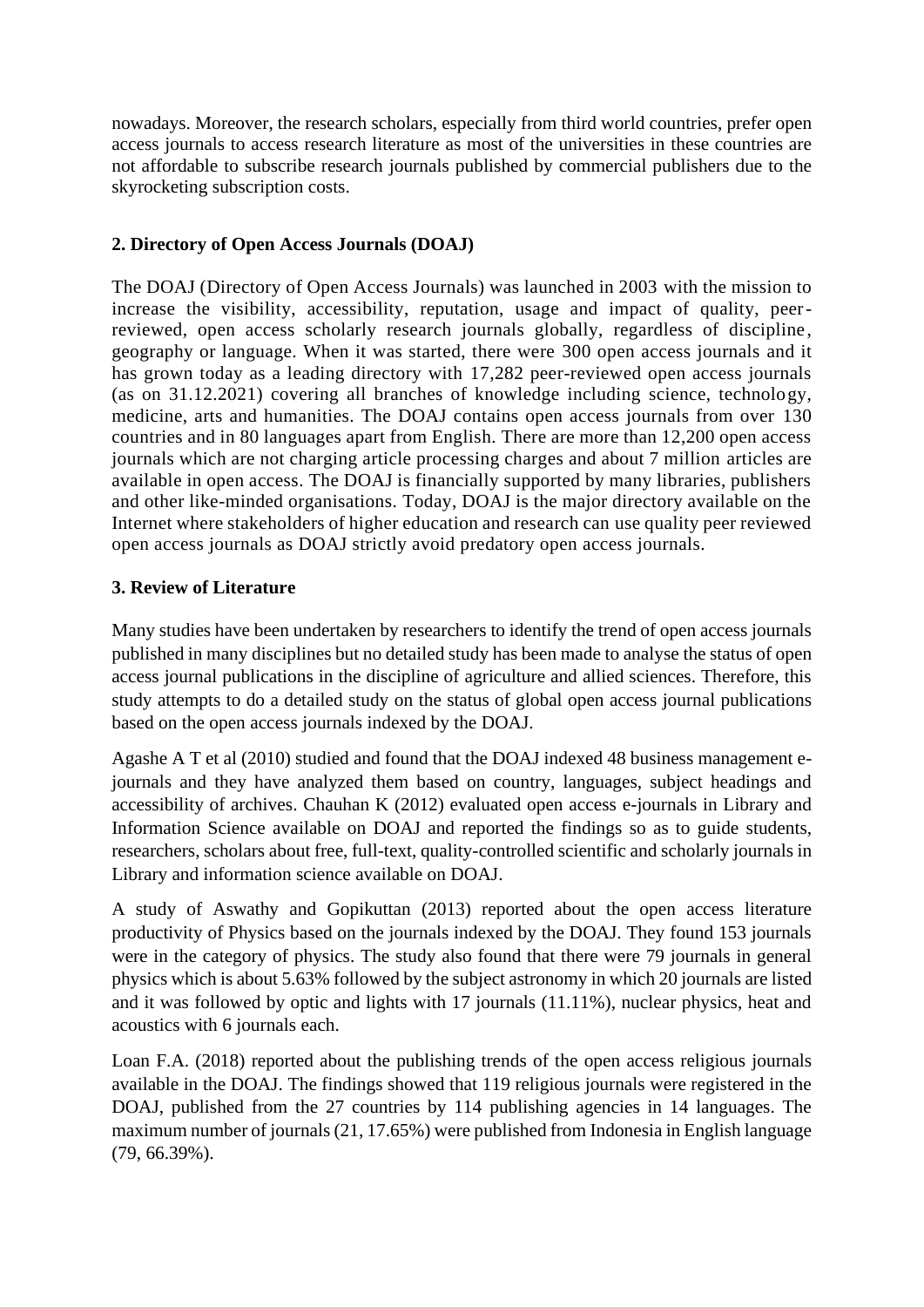nowadays. Moreover, the research scholars, especially from third world countries, prefer open access journals to access research literature as most of the universities in these countries are not affordable to subscribe research journals published by commercial publishers due to the skyrocketing subscription costs.

## 2. Directory of Open Access Journals (DOAJ)

The DOAJ (Directory of Open Access Journals) was launched in 2003 with the mission to increase the visibility, accessibility, reputation, usage and impact of quality, peer-reviewed, open access scholarly research journals globally, regardless of discipline, geography or language. When it was started, there were 300 open access journals and it has grown today as a leading directory with 17,282 peer-reviewed open access journals (as on 31.12.2021) covering all branches of knowledge including science, technology, medicine, arts and humanities. The DOAJ contains open access journals from over 130 countries and in 80 languages apart from English. There are more than 12,200 open access journals which are not charging article processing charges and about 7 million articles are available in open access. The DOAJ is financially supported by many libraries, publishers and other like-minded organisations. Today, DOAJ is the major directory available on the Internet where stakeholders of higher education and research can use quality peer reviewed open access journals as DOAJ strictly avoid predatory open access journals.

## 3. Review of Literature

Many studies have been undertaken by researchers to identify the trend of open access journals published in many disciplines but no detailed study has been made to analyse the status of open access journal publications in the discipline of agriculture and allied sciences. Therefore, this study attempts to do a detailed study on the status of global open access journal publications based on the open access journals indexed by the DOAJ.

Agashe A T et al (2010) studied and found that the DOAJ indexed 48 business management e-journals and they have analyzed them based on country, languages, subject headings and accessibility of archives. Chauhan K (2012) evaluated open access e-journals in Library and Information Science available on DOAJ and reported the findings so as to guide students, researchers, scholars about free, full-text, quality-controlled scientific and scholarly journals in Library and information science available on DOAJ.

A study of Aswathy and Gopikuttan (2013) reported about the open access literature productivity of Physics based on the journals indexed by the DOAJ. They found 153 journals were in the category of physics. The study also found that there were 79 journals in general physics which is about 5.63% followed by the subject astronomy in which 20 journals are listed and it was followed by optic and lights with 17 journals (11.11%), nuclear physics, heat and acoustics with 6 journals each.

Loan F.A. (2018) reported about the publishing trends of the open access religious journals available in the DOAJ. The findings showed that 119 religious journals were registered in the DOAJ, published from the 27 countries by 114 publishing agencies in 14 languages. The maximum number of journals (21, 17.65%) were published from Indonesia in English language (79, 66.39%).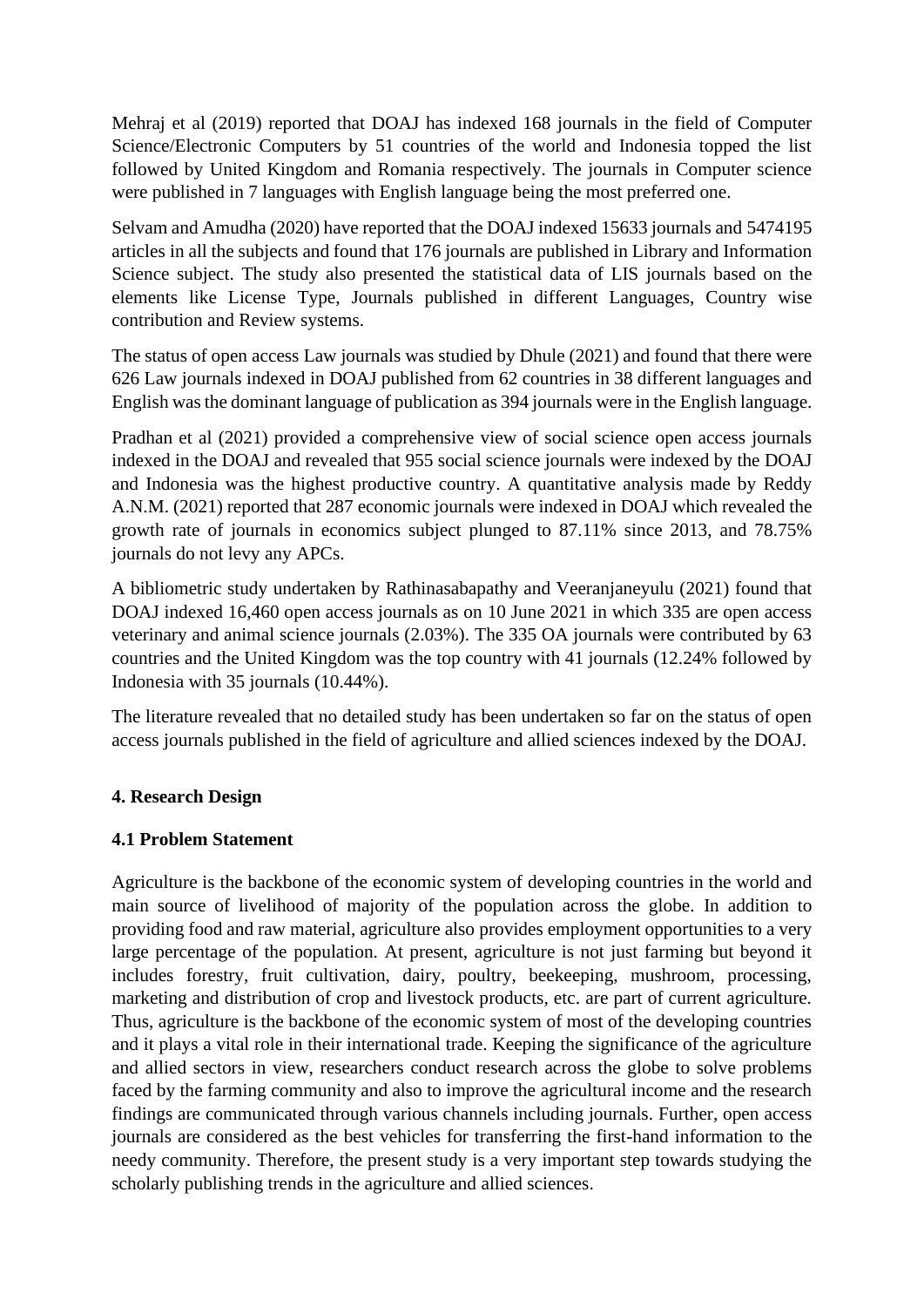Mehraj et al (2019) reported that DOAJ has indexed 168 journals in the field of Computer Science/Electronic Computers by 51 countries of the world and Indonesia topped the list followed by United Kingdom and Romania respectively. The journals in Computer science were published in 7 languages with English language being the most preferred one.

Selvam and Amudha (2020) have reported that the DOAJ indexed 15633 journals and 5474195 articles in all the subjects and found that 176 journals are published in Library and Information Science subject. The study also presented the statistical data of LIS journals based on the elements like License Type, Journals published in different Languages, Country wise contribution and Review systems.

The status of open access Law journals was studied by Dhule (2021) and found that there were 626 Law journals indexed in DOAJ published from 62 countries in 38 different languages and English was the dominant language of publication as 394 journals were in the English language.

Pradhan et al (2021) provided a comprehensive view of social science open access journals indexed in the DOAJ and revealed that 955 social science journals were indexed by the DOAJ and Indonesia was the highest productive country. A quantitative analysis made by Reddy A.N.M. (2021) reported that 287 economic journals were indexed in DOAJ which revealed the growth rate of journals in economics subject plunged to 87.11% since 2013, and 78.75% journals do not levy any APCs.

A bibliometric study undertaken by Rathinasabapathy and Veeranjaneyulu (2021) found that DOAJ indexed 16,460 open access journals as on 10 June 2021 in which 335 are open access veterinary and animal science journals (2.03%). The 335 OA journals were contributed by 63 countries and the United Kingdom was the top country with 41 journals (12.24% followed by Indonesia with 35 journals (10.44%).

The literature revealed that no detailed study has been undertaken so far on the status of open access journals published in the field of agriculture and allied sciences indexed by the DOAJ.

## 4. Research Design

### 4.1 Problem Statement

Agriculture is the backbone of the economic system of developing countries in the world and main source of livelihood of majority of the population across the globe. In addition to providing food and raw material, agriculture also provides employment opportunities to a very large percentage of the population. At present, agriculture is not just farming but beyond it includes forestry, fruit cultivation, dairy, poultry, beekeeping, mushroom, processing, marketing and distribution of crop and livestock products, etc. are part of current agriculture. Thus, agriculture is the backbone of the economic system of most of the developing countries and it plays a vital role in their international trade. Keeping the significance of the agriculture and allied sectors in view, researchers conduct research across the globe to solve problems faced by the farming community and also to improve the agricultural income and the research findings are communicated through various channels including journals. Further, open access journals are considered as the best vehicles for transferring the first-hand information to the needy community. Therefore, the present study is a very important step towards studying the scholarly publishing trends in the agriculture and allied sciences.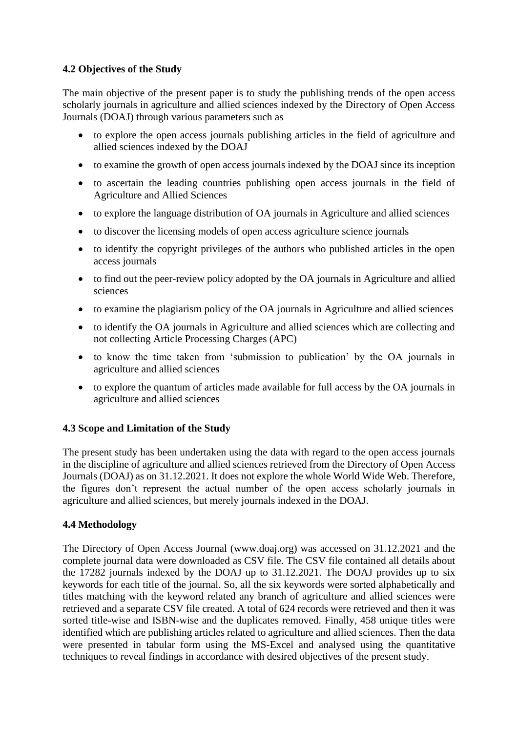### 4.2 Objectives of the Study

The main objective of the present paper is to study the publishing trends of the open access scholarly journals in agriculture and allied sciences indexed by the Directory of Open Access Journals (DOAJ) through various parameters such as

- to explore the open access journals publishing articles in the field of agriculture and allied sciences indexed by the DOAJ
- to examine the growth of open access journals indexed by the DOAJ since its inception
- to ascertain the leading countries publishing open access journals in the field of Agriculture and Allied Sciences
- to explore the language distribution of OA journals in Agriculture and allied sciences
- to discover the licensing models of open access agriculture science journals
- to identify the copyright privileges of the authors who published articles in the open access journals
- to find out the peer-review policy adopted by the OA journals in Agriculture and allied sciences
- to examine the plagiarism policy of the OA journals in Agriculture and allied sciences
- to identify the OA journals in Agriculture and allied sciences which are collecting and not collecting Article Processing Charges (APC)
- to know the time taken from 'submission to publication' by the OA journals in agriculture and allied sciences
- to explore the quantum of articles made available for full access by the OA journals in agriculture and allied sciences

### 4.3 Scope and Limitation of the Study

The present study has been undertaken using the data with regard to the open access journals in the discipline of agriculture and allied sciences retrieved from the Directory of Open Access Journals (DOAJ) as on 31.12.2021. It does not explore the whole World Wide Web. Therefore, the figures don't represent the actual number of the open access scholarly journals in agriculture and allied sciences, but merely journals indexed in the DOAJ.

### 4.4 Methodology

The Directory of Open Access Journal (www.doaj.org) was accessed on 31.12.2021 and the complete journal data were downloaded as CSV file. The CSV file contained all details about the 17282 journals indexed by the DOAJ up to 31.12.2021. The DOAJ provides up to six keywords for each title of the journal. So, all the six keywords were sorted alphabetically and titles matching with the keyword related any branch of agriculture and allied sciences were retrieved and a separate CSV file created. A total of 624 records were retrieved and then it was sorted title-wise and ISBN-wise and the duplicates removed. Finally, 458 unique titles were identified which are publishing articles related to agriculture and allied sciences. Then the data were presented in tabular form using the MS-Excel and analysed using the quantitative techniques to reveal findings in accordance with desired objectives of the present study.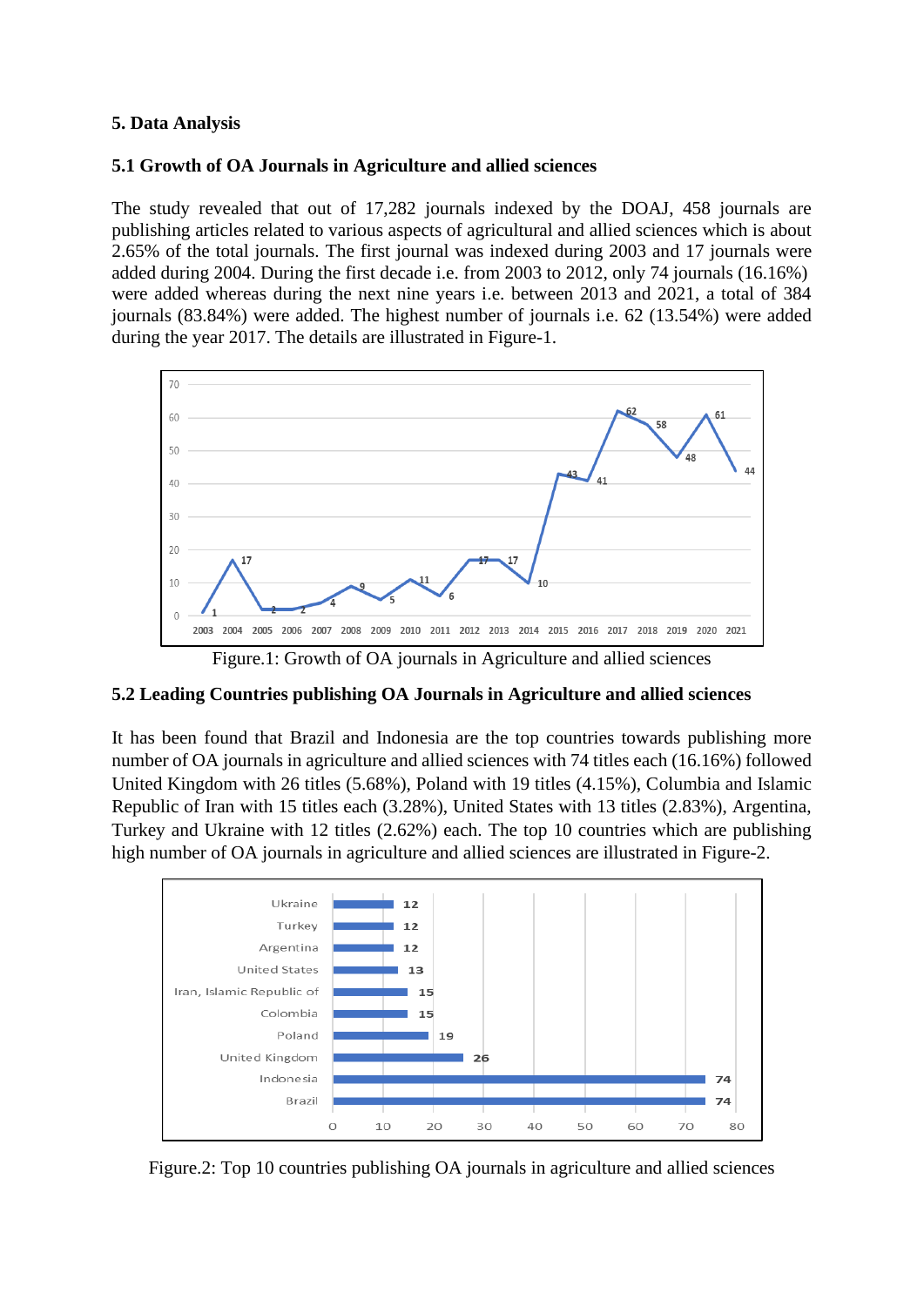## 5. Data Analysis

### 5.1 Growth of OA Journals in Agriculture and allied sciences

The study revealed that out of 17,282 journals indexed by the DOAJ, 458 journals are publishing articles related to various aspects of agricultural and allied sciences which is about 2.65% of the total journals. The first journal was indexed during 2003 and 17 journals were added during 2004. During the first decade i.e. from 2003 to 2012, only 74 journals (16.16%) were added whereas during the next nine years i.e. between 2013 and 2021, a total of 384 journals (83.84%) were added. The highest number of journals i.e. 62 (13.54%) were added during the year 2017. The details are illustrated in Figure-1.

Figure.1: Growth of OA journals in Agriculture and allied sciences

### 5.2 Leading Countries publishing OA Journals in Agriculture and allied sciences

It has been found that Brazil and Indonesia are the top countries towards publishing more number of OA journals in agriculture and allied sciences with 74 titles each (16.16%) followed United Kingdom with 26 titles (5.68%), Poland with 19 titles (4.15%), Columbia and Islamic Republic of Iran with 15 titles each (3.28%), United States with 13 titles (2.83%), Argentina, Turkey and Ukraine with 12 titles (2.62%) each. The top 10 countries which are publishing high number of OA journals in agriculture and allied sciences are illustrated in Figure-2.

Figure.2: Top 10 countries publishing OA journals in agriculture and allied sciences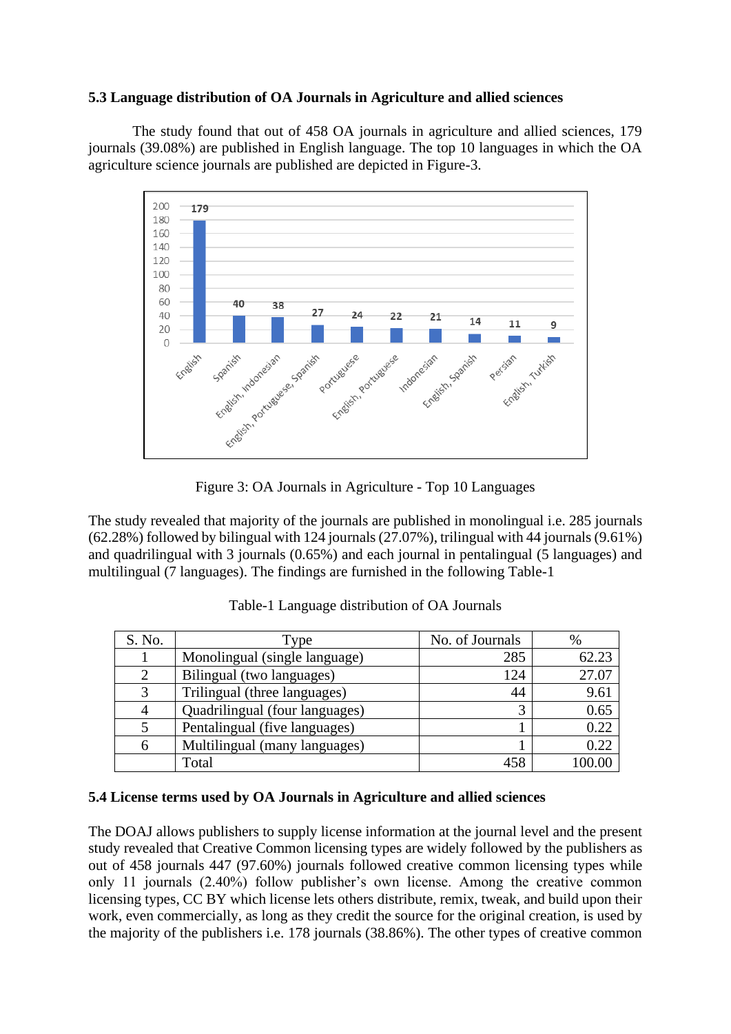### 5.3 Language distribution of OA Journals in Agriculture and allied sciences

The study found that out of 458 OA journals in agriculture and allied sciences, 179 journals (39.08%) are published in English language. The top 10 languages in which the OA agriculture science journals are published are depicted in Figure-3.

Figure 3: OA Journals in Agriculture - Top 10 Languages

The study revealed that majority of the journals are published in monolingual i.e. 285 journals (62.28%) followed by bilingual with 124 journals (27.07%), trilingual with 44 journals (9.61%) and quadrilingual with 3 journals (0.65%) and each journal in pentalingual (5 languages) and multilingual (7 languages). The findings are furnished in the following Table-1

Table-1 Language distribution of OA Journals

| S. No. | Type | No. of Journals | % |
|---|---|---|---|
| 1 | Monolingual (single language) | 285 | 62.23 |
| 2 | Bilingual (two languages) | 124 | 27.07 |
| 3 | Trilingual (three languages) | 44 | 9.61 |
| 4 | Quadrilingual (four languages) | 3 | 0.65 |
| 5 | Pentalingual (five languages) | 1 | 0.22 |
| 6 | Multilingual (many languages) | 1 | 0.22 |
| | Total | 458 | 100.00 |

### 5.4 License terms used by OA Journals in Agriculture and allied sciences

The DOAJ allows publishers to supply license information at the journal level and the present study revealed that Creative Common licensing types are widely followed by the publishers as out of 458 journals 447 (97.60%) journals followed creative common licensing types while only 11 journals (2.40%) follow publisher's own license. Among the creative common licensing types, CC BY which license lets others distribute, remix, tweak, and build upon their work, even commercially, as long as they credit the source for the original creation, is used by the majority of the publishers i.e. 178 journals (38.86%). The other types of creative common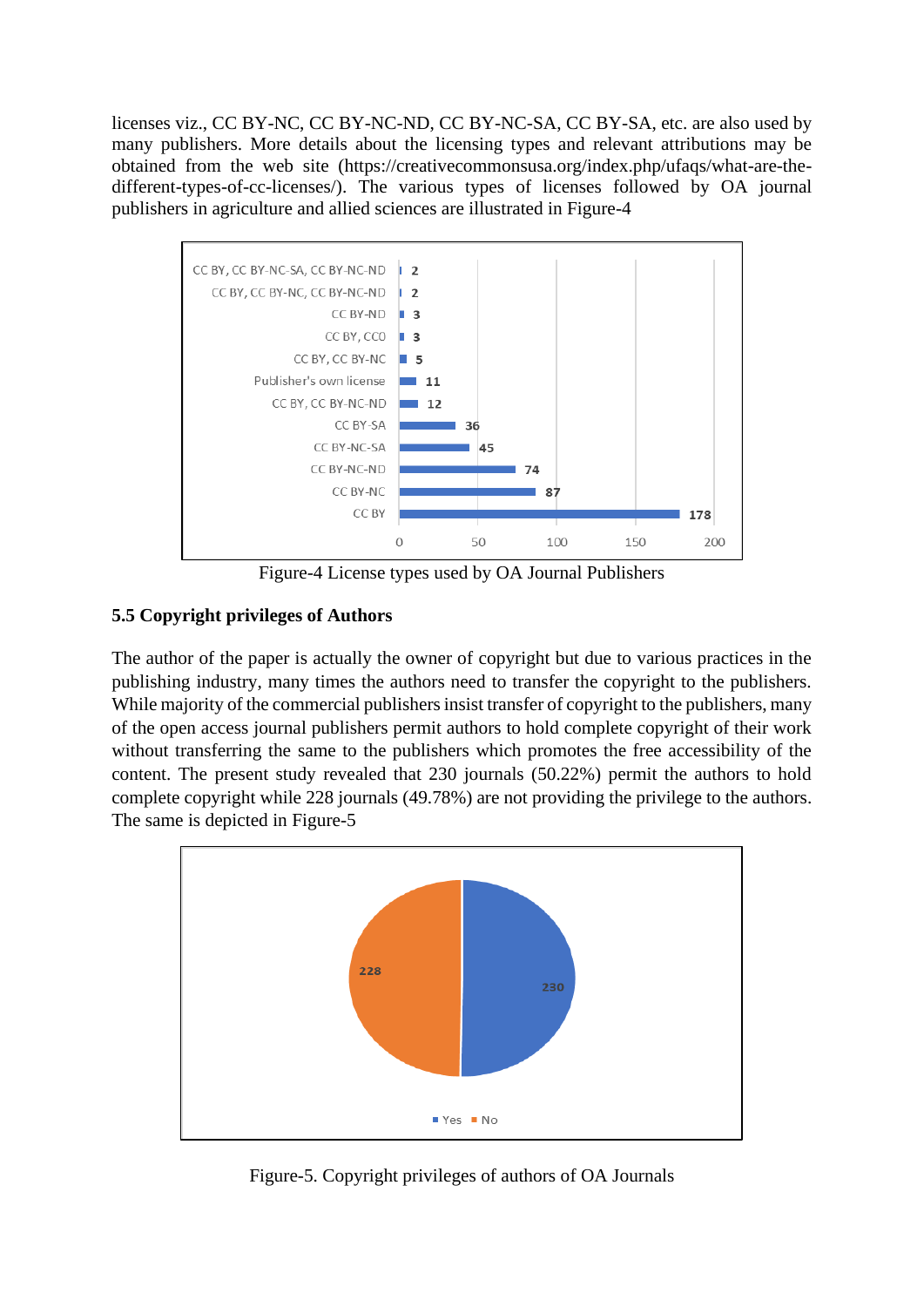licenses viz., CC BY-NC, CC BY-NC-ND, CC BY-NC-SA, CC BY-SA, etc. are also used by many publishers. More details about the licensing types and relevant attributions may be obtained from the web site (https://creativecommonsusa.org/index.php/ufaqs/what-are-the-different-types-of-cc-licenses/). The various types of licenses followed by OA journal publishers in agriculture and allied sciences are illustrated in Figure-4

Figure-4 License types used by OA Journal Publishers

### 5.5 Copyright privileges of Authors

The author of the paper is actually the owner of copyright but due to various practices in the publishing industry, many times the authors need to transfer the copyright to the publishers. While majority of the commercial publishers insist transfer of copyright to the publishers, many of the open access journal publishers permit authors to hold complete copyright of their work without transferring the same to the publishers which promotes the free accessibility of the content. The present study revealed that 230 journals (50.22%) permit the authors to hold complete copyright while 228 journals (49.78%) are not providing the privilege to the authors. The same is depicted in Figure-5

Figure-5. Copyright privileges of authors of OA Journals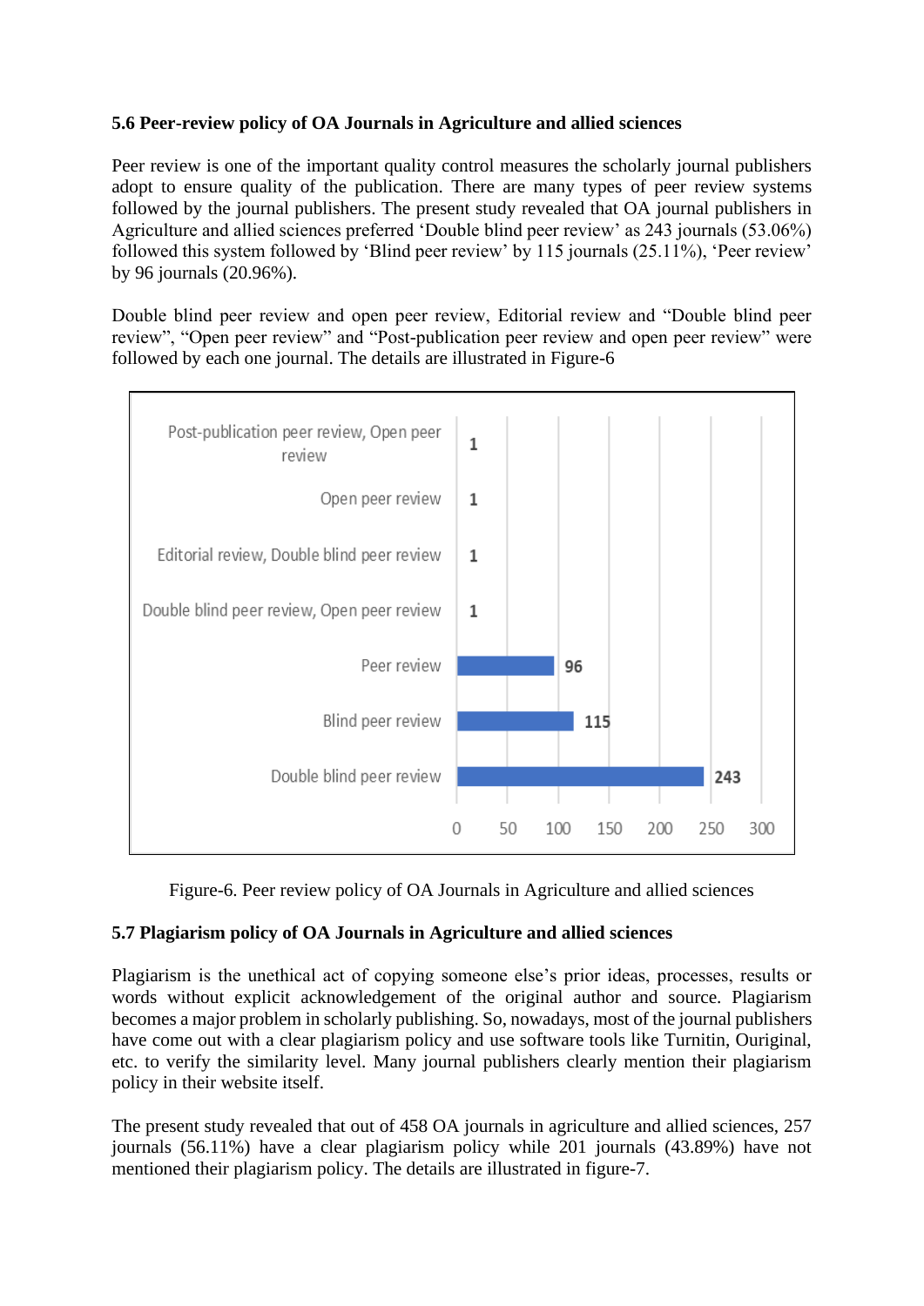### 5.6 Peer-review policy of OA Journals in Agriculture and allied sciences

Peer review is one of the important quality control measures the scholarly journal publishers adopt to ensure quality of the publication. There are many types of peer review systems followed by the journal publishers. The present study revealed that OA journal publishers in Agriculture and allied sciences preferred 'Double blind peer review' as 243 journals (53.06%) followed this system followed by 'Blind peer review' by 115 journals (25.11%), 'Peer review' by 96 journals (20.96%).

Double blind peer review and open peer review, Editorial review and "Double blind peer review", "Open peer review" and "Post-publication peer review and open peer review" were followed by each one journal. The details are illustrated in Figure-6

| Peer review policy | No. of journals |
|---|---|
| Post-publication peer review, Open peer review | 1 |
| Open peer review | 1 |
| Editorial review, Double blind peer review | 1 |
| Double blind peer review, Open peer review | 1 |
| Peer review | 96 |
| Blind peer review | 115 |
| Double blind peer review | 243 |

Figure-6. Peer review policy of OA Journals in Agriculture and allied sciences

### 5.7 Plagiarism policy of OA Journals in Agriculture and allied sciences

Plagiarism is the unethical act of copying someone else's prior ideas, processes, results or words without explicit acknowledgement of the original author and source. Plagiarism becomes a major problem in scholarly publishing. So, nowadays, most of the journal publishers have come out with a clear plagiarism policy and use software tools like Turnitin, Ouriginal, etc. to verify the similarity level. Many journal publishers clearly mention their plagiarism policy in their website itself.

The present study revealed that out of 458 OA journals in agriculture and allied sciences, 257 journals (56.11%) have a clear plagiarism policy while 201 journals (43.89%) have not mentioned their plagiarism policy. The details are illustrated in figure-7.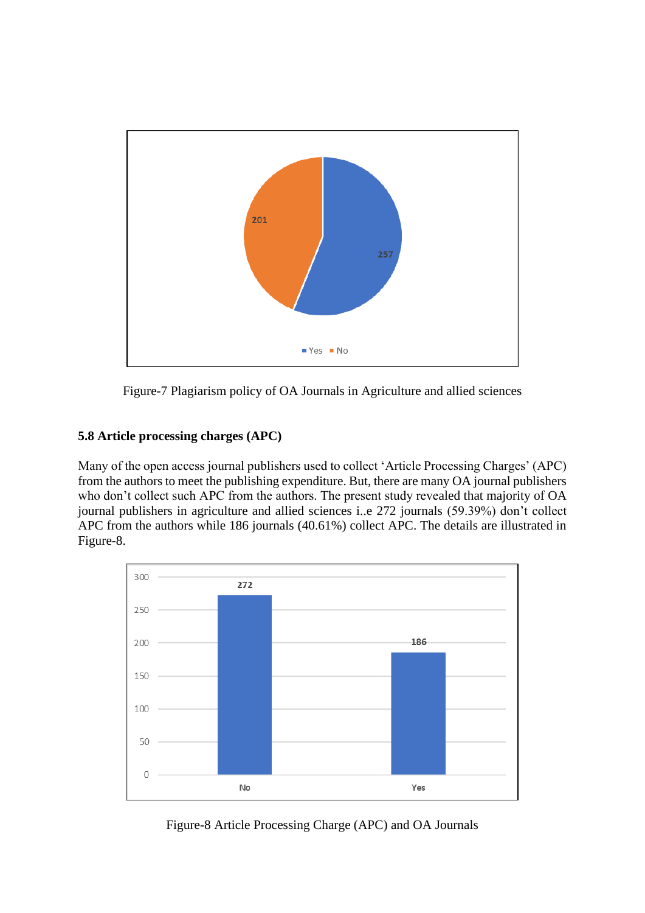Figure-7 Plagiarism policy of OA Journals in Agriculture and allied sciences

### 5.8 Article processing charges (APC)

Many of the open access journal publishers used to collect 'Article Processing Charges' (APC) from the authors to meet the publishing expenditure. But, there are many OA journal publishers who don't collect such APC from the authors. The present study revealed that majority of OA journal publishers in agriculture and allied sciences i..e 272 journals (59.39%) don't collect APC from the authors while 186 journals (40.61%) collect APC. The details are illustrated in Figure-8.

Figure-8 Article Processing Charge (APC) and OA Journals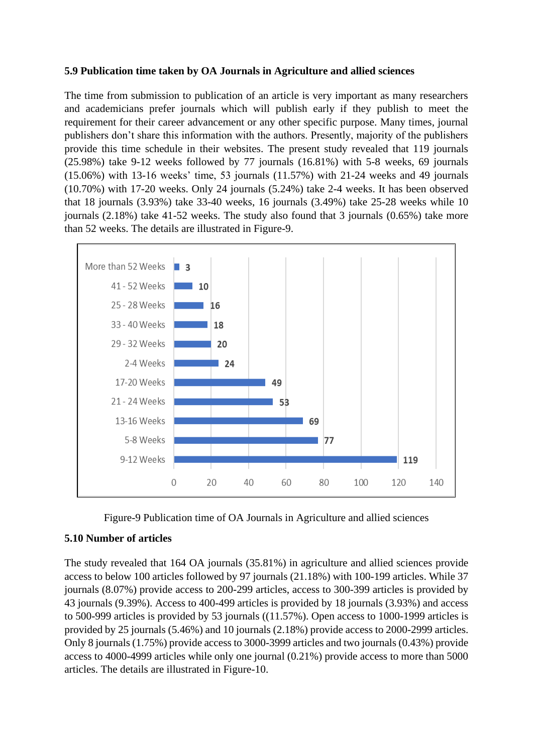### 5.9 Publication time taken by OA Journals in Agriculture and allied sciences

The time from submission to publication of an article is very important as many researchers and academicians prefer journals which will publish early if they publish to meet the requirement for their career advancement or any other specific purpose. Many times, journal publishers don't share this information with the authors. Presently, majority of the publishers provide this time schedule in their websites. The present study revealed that 119 journals (25.98%) take 9-12 weeks followed by 77 journals (16.81%) with 5-8 weeks, 69 journals (15.06%) with 13-16 weeks' time, 53 journals (11.57%) with 21-24 weeks and 49 journals (10.70%) with 17-20 weeks. Only 24 journals (5.24%) take 2-4 weeks. It has been observed that 18 journals (3.93%) take 33-40 weeks, 16 journals (3.49%) take 25-28 weeks while 10 journals (2.18%) take 41-52 weeks. The study also found that 3 journals (0.65%) take more than 52 weeks. The details are illustrated in Figure-9.

| Publication time | Number of journals |
|---|---|
| More than 52 Weeks | 3 |
| 41 - 52 Weeks | 10 |
| 25 - 28 Weeks | 16 |
| 33 - 40 Weeks | 18 |
| 29 - 32 Weeks | 20 |
| 2-4 Weeks | 24 |
| 17-20 Weeks | 49 |
| 21 - 24 Weeks | 53 |
| 13-16 Weeks | 69 |
| 5-8 Weeks | 77 |
| 9-12 Weeks | 119 |

Figure-9 Publication time of OA Journals in Agriculture and allied sciences

### 5.10 Number of articles

The study revealed that 164 OA journals (35.81%) in agriculture and allied sciences provide access to below 100 articles followed by 97 journals (21.18%) with 100-199 articles. While 37 journals (8.07%) provide access to 200-299 articles, access to 300-399 articles is provided by 43 journals (9.39%). Access to 400-499 articles is provided by 18 journals (3.93%) and access to 500-999 articles is provided by 53 journals ((11.57%). Open access to 1000-1999 articles is provided by 25 journals (5.46%) and 10 journals (2.18%) provide access to 2000-2999 articles. Only 8 journals (1.75%) provide access to 3000-3999 articles and two journals (0.43%) provide access to 4000-4999 articles while only one journal (0.21%) provide access to more than 5000 articles. The details are illustrated in Figure-10.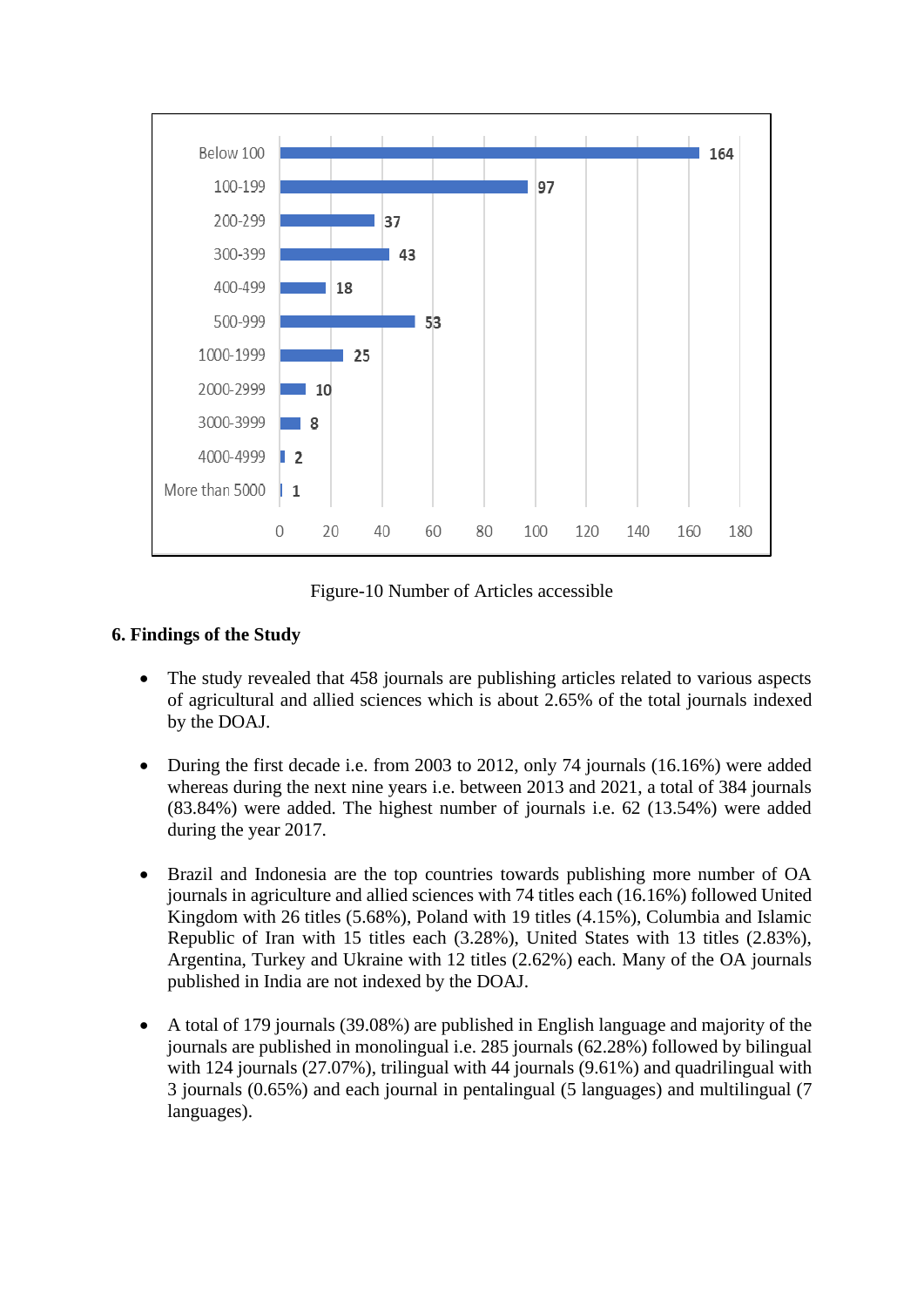| Number of Articles | Number of Journals |
|---|---|
| Below 100 | 164 |
| 100-199 | 97 |
| 200-299 | 37 |
| 300-399 | 43 |
| 400-499 | 18 |
| 500-999 | 53 |
| 1000-1999 | 25 |
| 2000-2999 | 10 |
| 3000-3999 | 8 |
| 4000-4999 | 2 |
| More than 5000 | 1 |

Figure-10 Number of Articles accessible

## 6. Findings of the Study

- The study revealed that 458 journals are publishing articles related to various aspects of agricultural and allied sciences which is about 2.65% of the total journals indexed by the DOAJ.

- During the first decade i.e. from 2003 to 2012, only 74 journals (16.16%) were added whereas during the next nine years i.e. between 2013 and 2021, a total of 384 journals (83.84%) were added. The highest number of journals i.e. 62 (13.54%) were added during the year 2017.

- Brazil and Indonesia are the top countries towards publishing more number of OA journals in agriculture and allied sciences with 74 titles each (16.16%) followed United Kingdom with 26 titles (5.68%), Poland with 19 titles (4.15%), Columbia and Islamic Republic of Iran with 15 titles each (3.28%), United States with 13 titles (2.83%), Argentina, Turkey and Ukraine with 12 titles (2.62%) each. Many of the OA journals published in India are not indexed by the DOAJ.

- A total of 179 journals (39.08%) are published in English language and majority of the journals are published in monolingual i.e. 285 journals (62.28%) followed by bilingual with 124 journals (27.07%), trilingual with 44 journals (9.61%) and quadrilingual with 3 journals (0.65%) and each journal in pentalingual (5 languages) and multilingual (7 languages).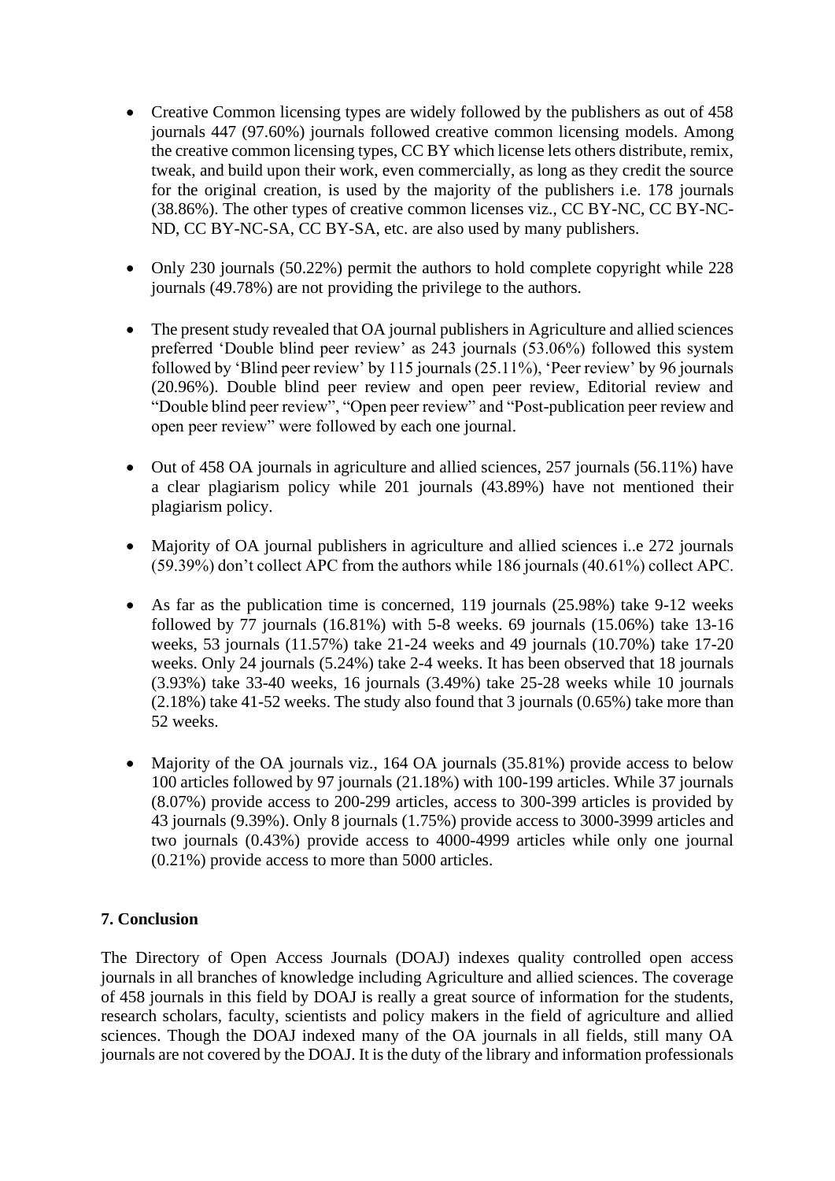- Creative Common licensing types are widely followed by the publishers as out of 458 journals 447 (97.60%) journals followed creative common licensing models. Among the creative common licensing types, CC BY which license lets others distribute, remix, tweak, and build upon their work, even commercially, as long as they credit the source for the original creation, is used by the majority of the publishers i.e. 178 journals (38.86%). The other types of creative common licenses viz., CC BY-NC, CC BY-NC-ND, CC BY-NC-SA, CC BY-SA, etc. are also used by many publishers.

- Only 230 journals (50.22%) permit the authors to hold complete copyright while 228 journals (49.78%) are not providing the privilege to the authors.

- The present study revealed that OA journal publishers in Agriculture and allied sciences preferred 'Double blind peer review' as 243 journals (53.06%) followed this system followed by 'Blind peer review' by 115 journals (25.11%), 'Peer review' by 96 journals (20.96%). Double blind peer review and open peer review, Editorial review and "Double blind peer review", "Open peer review" and "Post-publication peer review and open peer review" were followed by each one journal.

- Out of 458 OA journals in agriculture and allied sciences, 257 journals (56.11%) have a clear plagiarism policy while 201 journals (43.89%) have not mentioned their plagiarism policy.

- Majority of OA journal publishers in agriculture and allied sciences i..e 272 journals (59.39%) don't collect APC from the authors while 186 journals (40.61%) collect APC.

- As far as the publication time is concerned, 119 journals (25.98%) take 9-12 weeks followed by 77 journals (16.81%) with 5-8 weeks. 69 journals (15.06%) take 13-16 weeks, 53 journals (11.57%) take 21-24 weeks and 49 journals (10.70%) take 17-20 weeks. Only 24 journals (5.24%) take 2-4 weeks. It has been observed that 18 journals (3.93%) take 33-40 weeks, 16 journals (3.49%) take 25-28 weeks while 10 journals (2.18%) take 41-52 weeks. The study also found that 3 journals (0.65%) take more than 52 weeks.

- Majority of the OA journals viz., 164 OA journals (35.81%) provide access to below 100 articles followed by 97 journals (21.18%) with 100-199 articles. While 37 journals (8.07%) provide access to 200-299 articles, access to 300-399 articles is provided by 43 journals (9.39%). Only 8 journals (1.75%) provide access to 3000-3999 articles and two journals (0.43%) provide access to 4000-4999 articles while only one journal (0.21%) provide access to more than 5000 articles.

## 7. Conclusion

The Directory of Open Access Journals (DOAJ) indexes quality controlled open access journals in all branches of knowledge including Agriculture and allied sciences. The coverage of 458 journals in this field by DOAJ is really a great source of information for the students, research scholars, faculty, scientists and policy makers in the field of agriculture and allied sciences. Though the DOAJ indexed many of the OA journals in all fields, still many OA journals are not covered by the DOAJ. It is the duty of the library and information professionals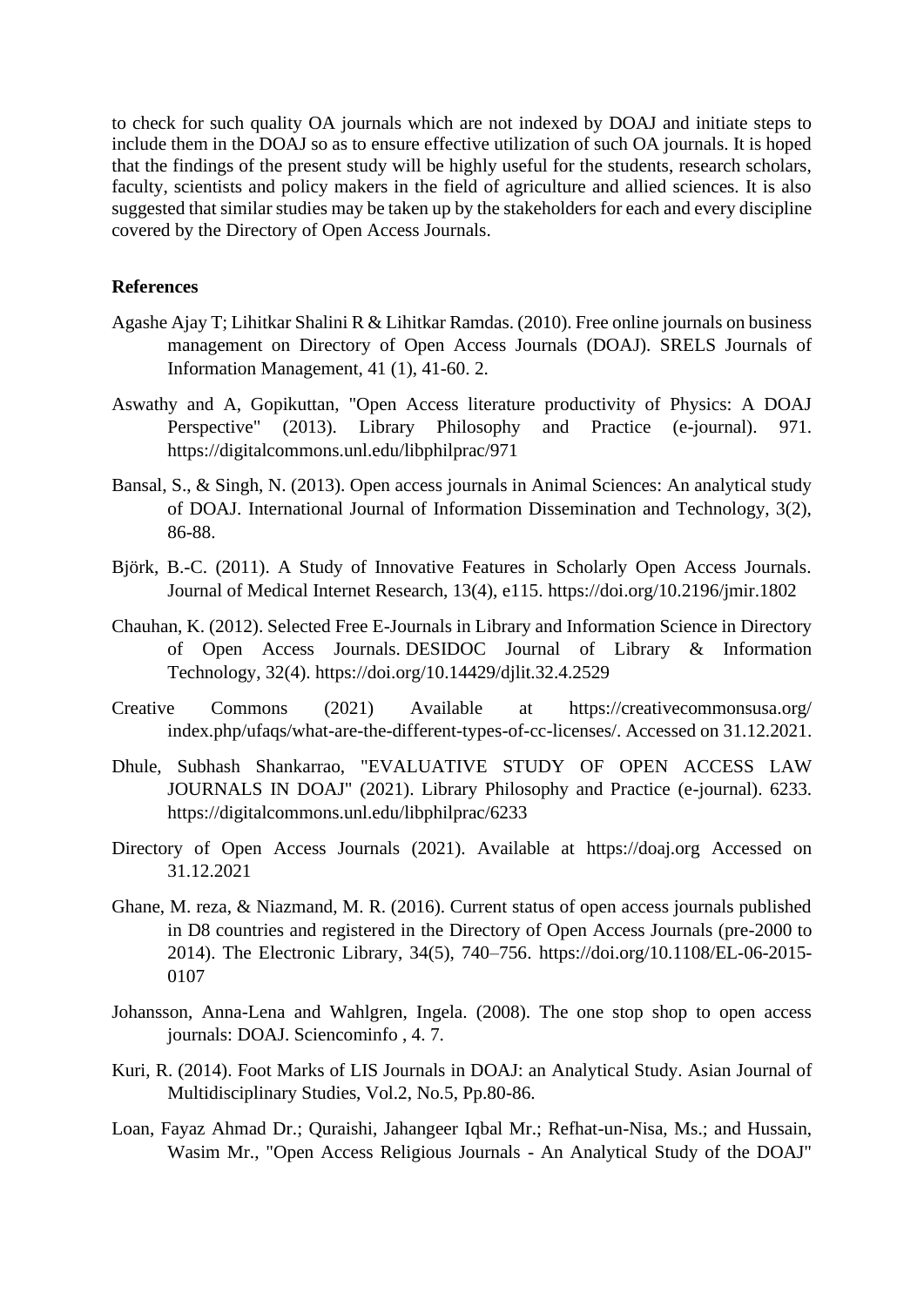to check for such quality OA journals which are not indexed by DOAJ and initiate steps to include them in the DOAJ so as to ensure effective utilization of such OA journals. It is hoped that the findings of the present study will be highly useful for the students, research scholars, faculty, scientists and policy makers in the field of agriculture and allied sciences. It is also suggested that similar studies may be taken up by the stakeholders for each and every discipline covered by the Directory of Open Access Journals.

**References**

Agashe Ajay T; Lihitkar Shalini R & Lihitkar Ramdas. (2010). Free online journals on business management on Directory of Open Access Journals (DOAJ). SRELS Journals of Information Management, 41 (1), 41-60. 2.

Aswathy and A, Gopikuttan, "Open Access literature productivity of Physics: A DOAJ Perspective" (2013). Library Philosophy and Practice (e-journal). 971. https://digitalcommons.unl.edu/libphilprac/971

Bansal, S., & Singh, N. (2013). Open access journals in Animal Sciences: An analytical study of DOAJ. International Journal of Information Dissemination and Technology, 3(2), 86-88.

Björk, B.-C. (2011). A Study of Innovative Features in Scholarly Open Access Journals. Journal of Medical Internet Research, 13(4), e115. https://doi.org/10.2196/jmir.1802

Chauhan, K. (2012). Selected Free E-Journals in Library and Information Science in Directory of Open Access Journals. DESIDOC Journal of Library & Information Technology, 32(4). https://doi.org/10.14429/djlit.32.4.2529

Creative Commons (2021) Available at https://creativecommonsusa.org/index.php/ufaqs/what-are-the-different-types-of-cc-licenses/. Accessed on 31.12.2021.

Dhule, Subhash Shankarrao, "EVALUATIVE STUDY OF OPEN ACCESS LAW JOURNALS IN DOAJ" (2021). Library Philosophy and Practice (e-journal). 6233. https://digitalcommons.unl.edu/libphilprac/6233

Directory of Open Access Journals (2021). Available at https://doaj.org Accessed on 31.12.2021

Ghane, M. reza, & Niazmand, M. R. (2016). Current status of open access journals published in D8 countries and registered in the Directory of Open Access Journals (pre-2000 to 2014). The Electronic Library, 34(5), 740–756. https://doi.org/10.1108/EL-06-2015-0107

Johansson, Anna-Lena and Wahlgren, Ingela. (2008). The one stop shop to open access journals: DOAJ. Sciencominfo , 4. 7.

Kuri, R. (2014). Foot Marks of LIS Journals in DOAJ: an Analytical Study. Asian Journal of Multidisciplinary Studies, Vol.2, No.5, Pp.80-86.

Loan, Fayaz Ahmad Dr.; Quraishi, Jahangeer Iqbal Mr.; Refhat-un-Nisa, Ms.; and Hussain, Wasim Mr., "Open Access Religious Journals - An Analytical Study of the DOAJ"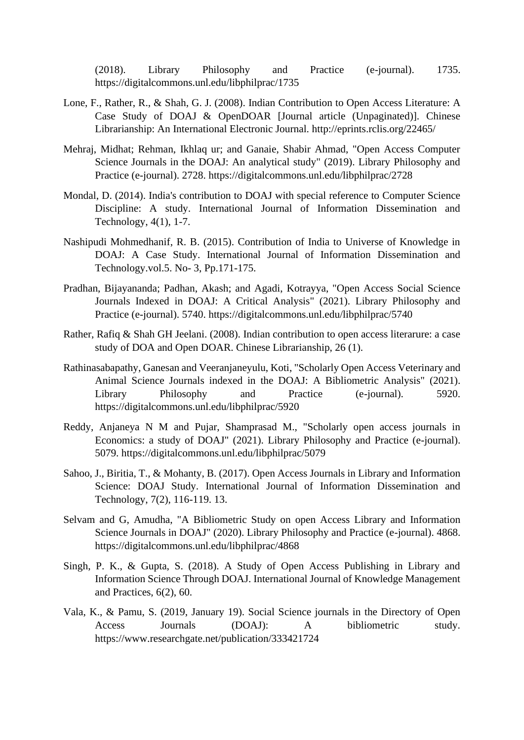(2018). Library Philosophy and Practice (e-journal). 1735. https://digitalcommons.unl.edu/libphilprac/1735

Lone, F., Rather, R., & Shah, G. J. (2008). Indian Contribution to Open Access Literature: A Case Study of DOAJ & OpenDOAR [Journal article (Unpaginated)]. Chinese Librarianship: An International Electronic Journal. http://eprints.rclis.org/22465/

Mehraj, Midhat; Rehman, Ikhlaq ur; and Ganaie, Shabir Ahmad, "Open Access Computer Science Journals in the DOAJ: An analytical study" (2019). Library Philosophy and Practice (e-journal). 2728. https://digitalcommons.unl.edu/libphilprac/2728

Mondal, D. (2014). India's contribution to DOAJ with special reference to Computer Science Discipline: A study. International Journal of Information Dissemination and Technology, 4(1), 1-7.

Nashipudi Mohmedhanif, R. B. (2015). Contribution of India to Universe of Knowledge in DOAJ: A Case Study. International Journal of Information Dissemination and Technology.vol.5. No- 3, Pp.171-175.

Pradhan, Bijayananda; Padhan, Akash; and Agadi, Kotrayya, "Open Access Social Science Journals Indexed in DOAJ: A Critical Analysis" (2021). Library Philosophy and Practice (e-journal). 5740. https://digitalcommons.unl.edu/libphilprac/5740

Rather, Rafiq & Shah GH Jeelani. (2008). Indian contribution to open access literarure: a case study of DOA and Open DOAR. Chinese Librarianship, 26 (1).

Rathinasabapathy, Ganesan and Veeranjaneyulu, Koti, "Scholarly Open Access Veterinary and Animal Science Journals indexed in the DOAJ: A Bibliometric Analysis" (2021). Library Philosophy and Practice (e-journal). 5920. https://digitalcommons.unl.edu/libphilprac/5920

Reddy, Anjaneya N M and Pujar, Shamprasad M., "Scholarly open access journals in Economics: a study of DOAJ" (2021). Library Philosophy and Practice (e-journal). 5079. https://digitalcommons.unl.edu/libphilprac/5079

Sahoo, J., Biritia, T., & Mohanty, B. (2017). Open Access Journals in Library and Information Science: DOAJ Study. International Journal of Information Dissemination and Technology, 7(2), 116-119. 13.

Selvam and G, Amudha, "A Bibliometric Study on open Access Library and Information Science Journals in DOAJ" (2020). Library Philosophy and Practice (e-journal). 4868. https://digitalcommons.unl.edu/libphilprac/4868

Singh, P. K., & Gupta, S. (2018). A Study of Open Access Publishing in Library and Information Science Through DOAJ. International Journal of Knowledge Management and Practices, 6(2), 60.

Vala, K., & Pamu, S. (2019, January 19). Social Science journals in the Directory of Open Access Journals (DOAJ): A bibliometric study. https://www.researchgate.net/publication/333421724